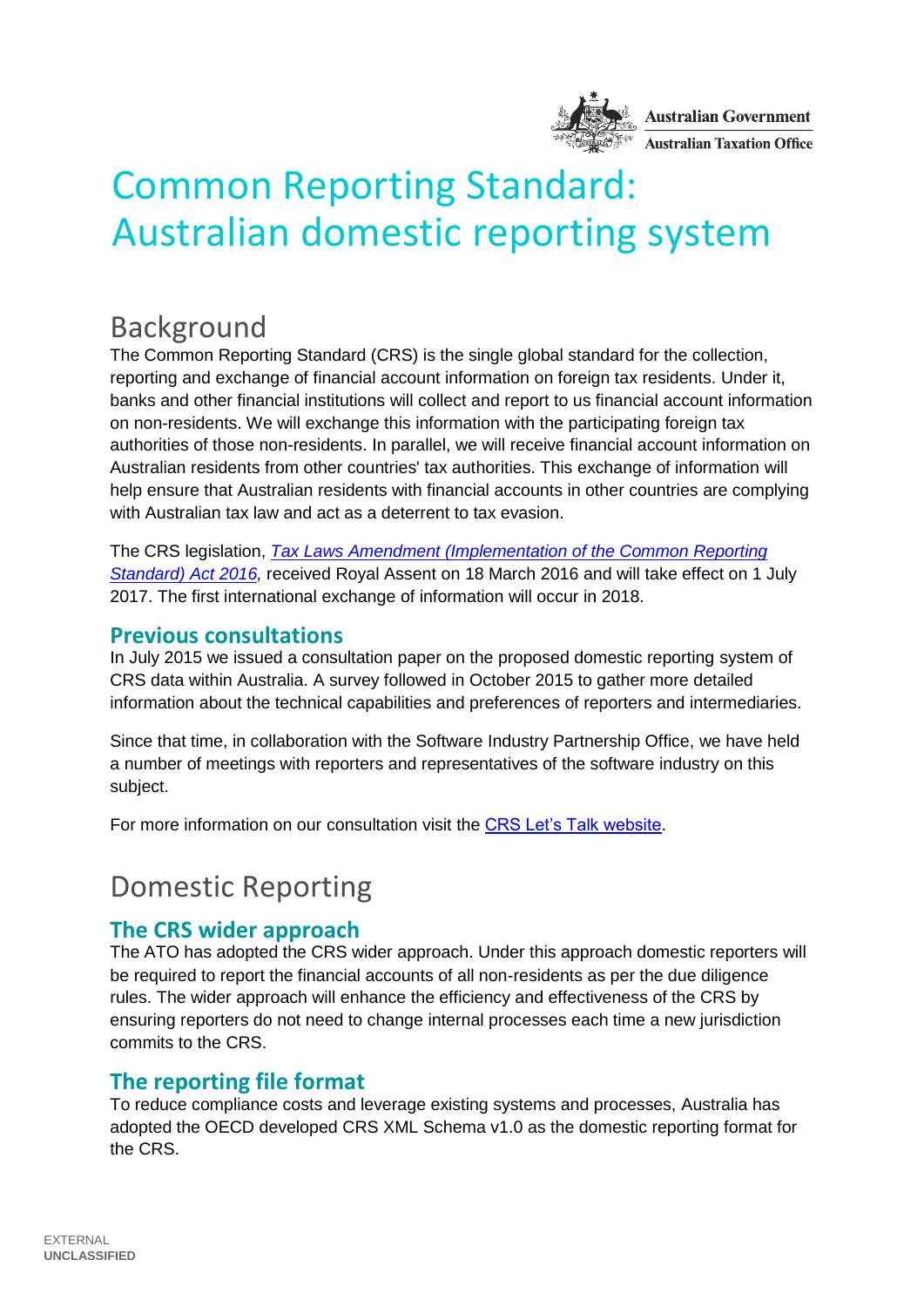Australian Government
Australian Taxation Office

# Common Reporting Standard: Australian domestic reporting system

## Background

The Common Reporting Standard (CRS) is the single global standard for the collection, reporting and exchange of financial account information on foreign tax residents. Under it, banks and other financial institutions will collect and report to us financial account information on non-residents. We will exchange this information with the participating foreign tax authorities of those non-residents. In parallel, we will receive financial account information on Australian residents from other countries' tax authorities. This exchange of information will help ensure that Australian residents with financial accounts in other countries are complying with Australian tax law and act as a deterrent to tax evasion.

The CRS legislation, *Tax Laws Amendment (Implementation of the Common Reporting Standard) Act 2016,* received Royal Assent on 18 March 2016 and will take effect on 1 July 2017. The first international exchange of information will occur in 2018.

### Previous consultations

In July 2015 we issued a consultation paper on the proposed domestic reporting system of CRS data within Australia. A survey followed in October 2015 to gather more detailed information about the technical capabilities and preferences of reporters and intermediaries.

Since that time, in collaboration with the Software Industry Partnership Office, we have held a number of meetings with reporters and representatives of the software industry on this subject.

For more information on our consultation visit the CRS Let's Talk website.

## Domestic Reporting

### The CRS wider approach

The ATO has adopted the CRS wider approach. Under this approach domestic reporters will be required to report the financial accounts of all non-residents as per the due diligence rules. The wider approach will enhance the efficiency and effectiveness of the CRS by ensuring reporters do not need to change internal processes each time a new jurisdiction commits to the CRS.

### The reporting file format

To reduce compliance costs and leverage existing systems and processes, Australia has adopted the OECD developed CRS XML Schema v1.0 as the domestic reporting format for the CRS.

EXTERNAL
**UNCLASSIFIED**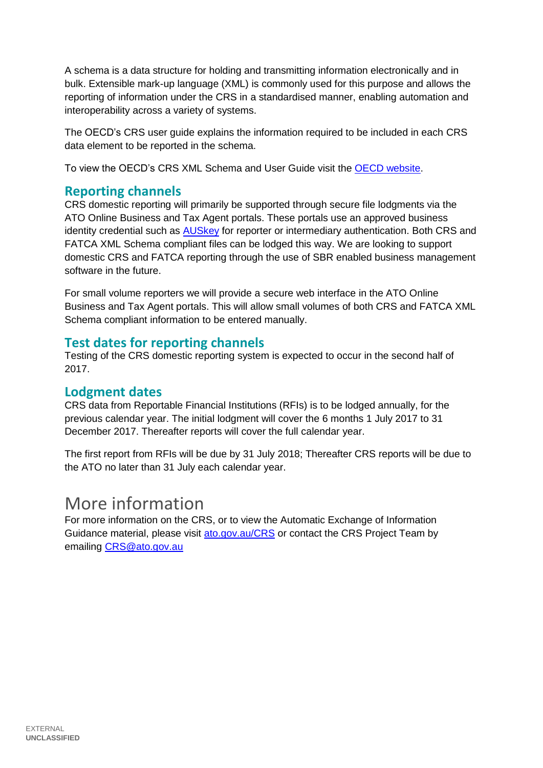A schema is a data structure for holding and transmitting information electronically and in bulk. Extensible mark-up language (XML) is commonly used for this purpose and allows the reporting of information under the CRS in a standardised manner, enabling automation and interoperability across a variety of systems.

The OECD's CRS user guide explains the information required to be included in each CRS data element to be reported in the schema.

To view the OECD's CRS XML Schema and User Guide visit the OECD website.

### Reporting channels

CRS domestic reporting will primarily be supported through secure file lodgments via the ATO Online Business and Tax Agent portals. These portals use an approved business identity credential such as AUSkey for reporter or intermediary authentication. Both CRS and FATCA XML Schema compliant files can be lodged this way. We are looking to support domestic CRS and FATCA reporting through the use of SBR enabled business management software in the future.

For small volume reporters we will provide a secure web interface in the ATO Online Business and Tax Agent portals. This will allow small volumes of both CRS and FATCA XML Schema compliant information to be entered manually.

### Test dates for reporting channels

Testing of the CRS domestic reporting system is expected to occur in the second half of 2017.

### Lodgment dates

CRS data from Reportable Financial Institutions (RFIs) is to be lodged annually, for the previous calendar year. The initial lodgment will cover the 6 months 1 July 2017 to 31 December 2017. Thereafter reports will cover the full calendar year.

The first report from RFIs will be due by 31 July 2018; Thereafter CRS reports will be due to the ATO no later than 31 July each calendar year.

## More information

For more information on the CRS, or to view the Automatic Exchange of Information Guidance material, please visit ato.gov.au/CRS or contact the CRS Project Team by emailing CRS@ato.gov.au

EXTERNAL
**UNCLASSIFIED**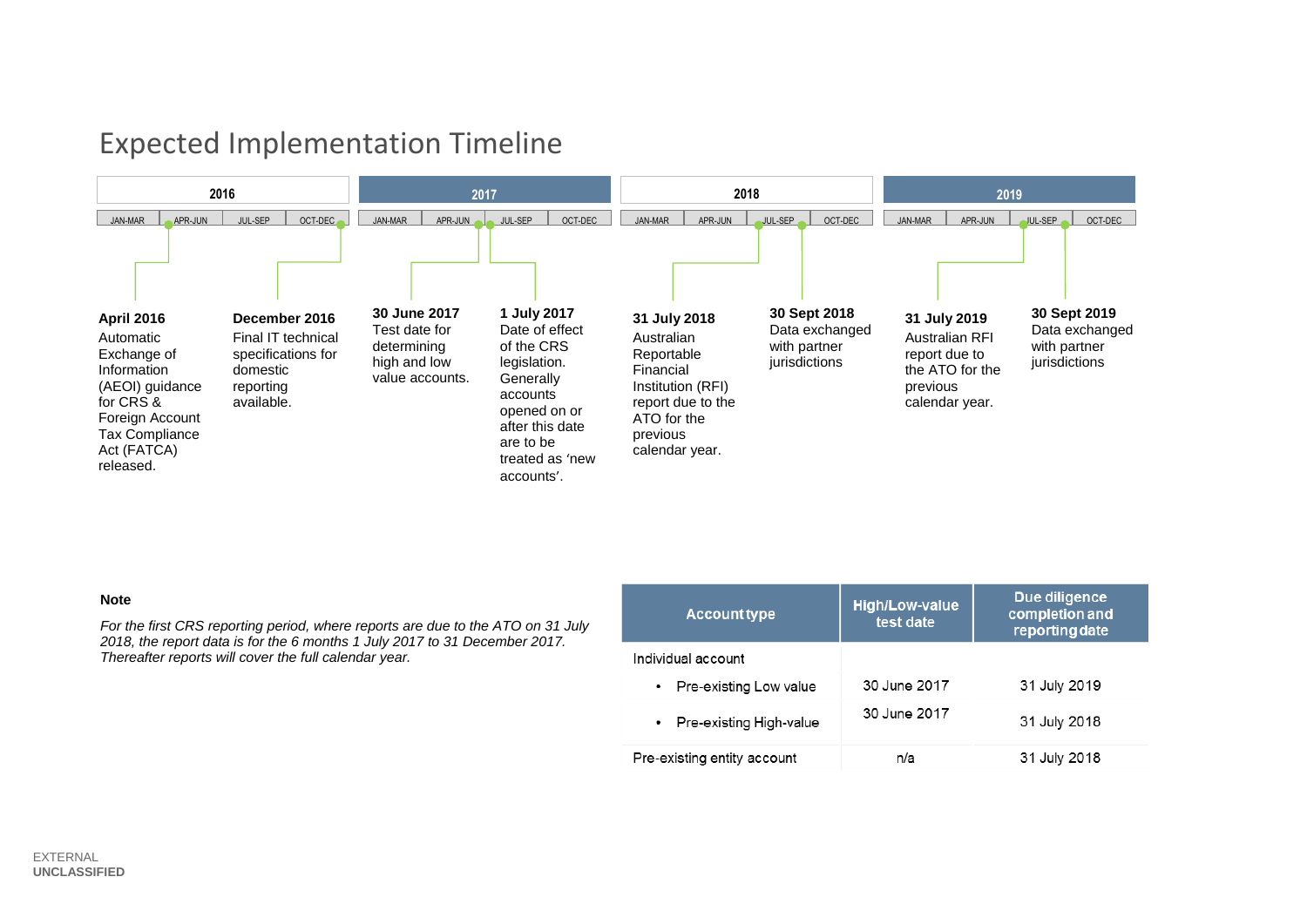# Expected Implementation Timeline

2016
JAN-MAR APR-JUN JUL-SEP OCT-DEC

2017
JAN-MAR APR-JUN JUL-SEP OCT-DEC

2018
JAN-MAR APR-JUN JUL-SEP OCT-DEC

2019
JAN-MAR APR-JUN JUL-SEP OCT-DEC

**April 2016**
Automatic Exchange of Information (AEOI) guidance for CRS & Foreign Account Tax Compliance Act (FATCA) released.

**December 2016**
Final IT technical specifications for domestic reporting available.

**30 June 2017**
Test date for determining high and low value accounts.

**1 July 2017**
Date of effect of the CRS legislation. Generally accounts opened on or after this date are to be treated as 'new accounts'.

**31 July 2018**
Australian Reportable Financial Institution (RFI) report due to the ATO for the previous calendar year.

**30 Sept 2018**
Data exchanged with partner jurisdictions

**31 July 2019**
Australian RFI report due to the ATO for the previous calendar year.

**30 Sept 2019**
Data exchanged with partner jurisdictions

**Note**

*For the first CRS reporting period, where reports are due to the ATO on 31 July 2018, the report data is for the 6 months 1 July 2017 to 31 December 2017. Thereafter reports will cover the full calendar year.*

| Account type | High/Low-value test date | Due diligence completion and reporting date |
|---|---|---|
| Individual account | | |
| • Pre-existing Low value | 30 June 2017 | 31 July 2019 |
| • Pre-existing High-value | 30 June 2017 | 31 July 2018 |
| Pre-existing entity account | n/a | 31 July 2018 |

EXTERNAL
**UNCLASSIFIED**